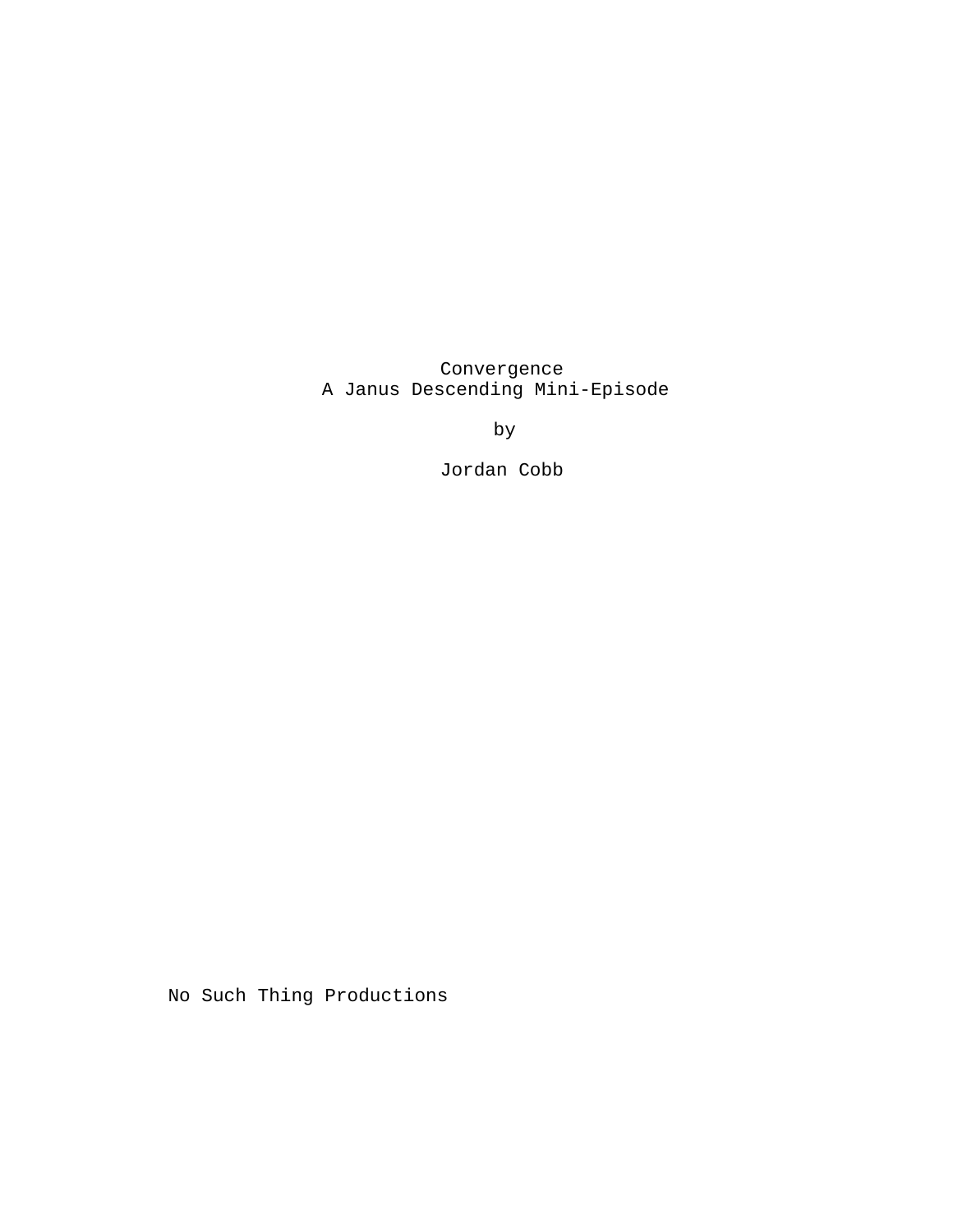Convergence

A Janus Descending Mini-Episode

by

Jordan Cobb

No Such Thing Productions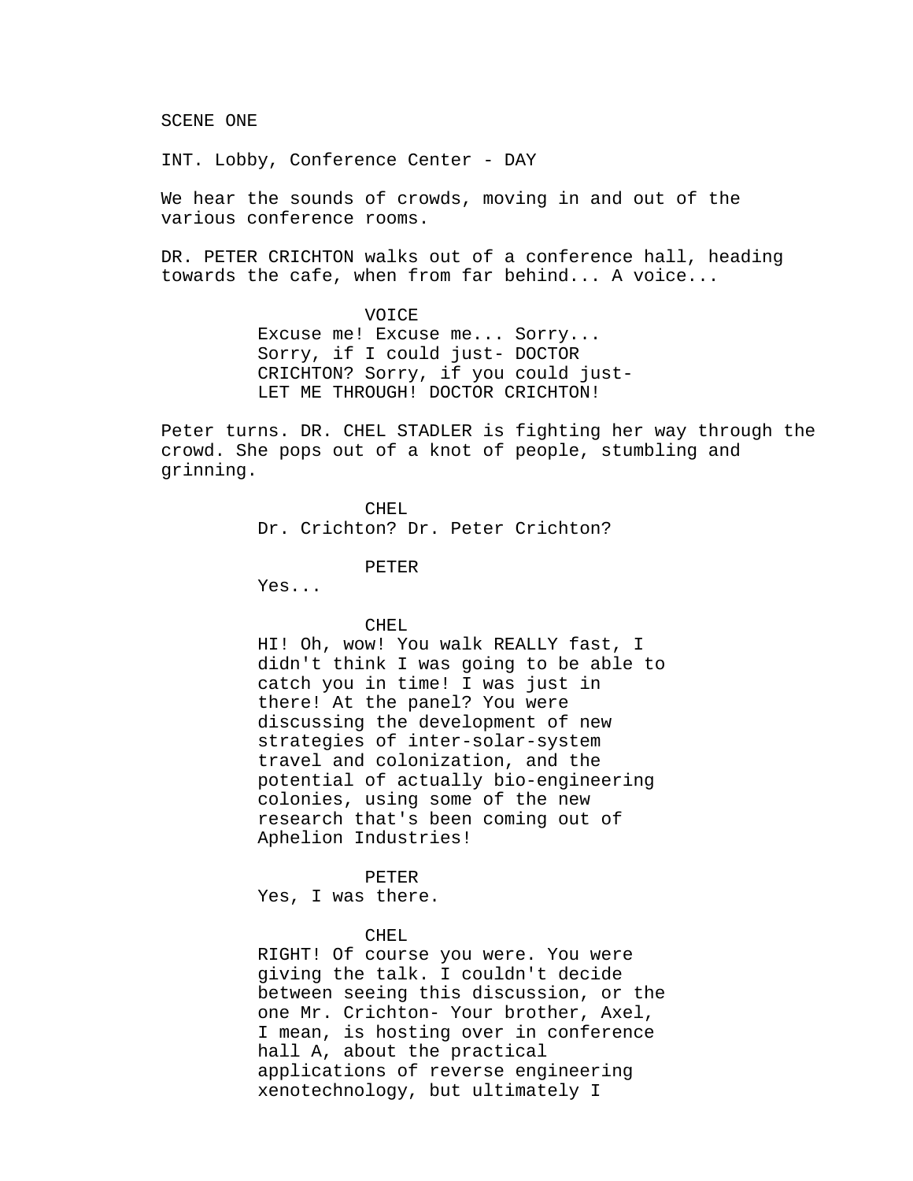SCENE ONE

INT. Lobby, Conference Center - DAY

We hear the sounds of crowds, moving in and out of the various conference rooms.

DR. PETER CRICHTON walks out of a conference hall, heading towards the cafe, when from far behind... A voice...

VOICE
Excuse me! Excuse me... Sorry... Sorry, if I could just- DOCTOR CRICHTON? Sorry, if you could just- LET ME THROUGH! DOCTOR CRICHTON!

Peter turns. DR. CHEL STADLER is fighting her way through the crowd. She pops out of a knot of people, stumbling and grinning.

CHEL
Dr. Crichton? Dr. Peter Crichton?

PETER
Yes...

CHEL
HI! Oh, wow! You walk REALLY fast, I didn't think I was going to be able to catch you in time! I was just in there! At the panel? You were discussing the development of new strategies of inter-solar-system travel and colonization, and the potential of actually bio-engineering colonies, using some of the new research that's been coming out of Aphelion Industries!

PETER
Yes, I was there.

CHEL
RIGHT! Of course you were. You were giving the talk. I couldn't decide between seeing this discussion, or the one Mr. Crichton- Your brother, Axel, I mean, is hosting over in conference hall A, about the practical applications of reverse engineering xenotechnology, but ultimately I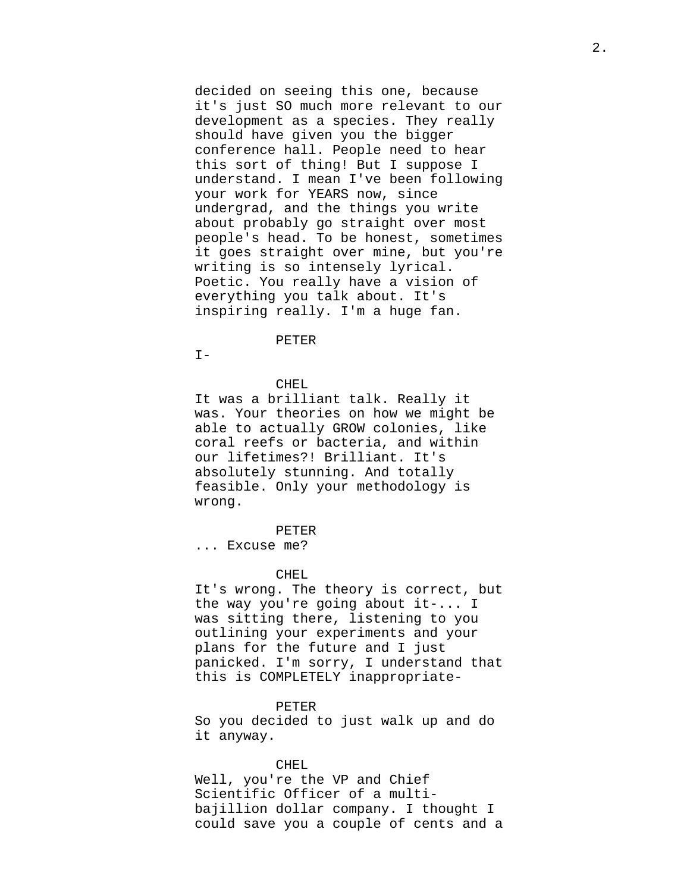decided on seeing this one, because it's just SO much more relevant to our development as a species. They really should have given you the bigger conference hall. People need to hear this sort of thing! But I suppose I understand. I mean I've been following your work for YEARS now, since undergrad, and the things you write about probably go straight over most people's head. To be honest, sometimes it goes straight over mine, but you're writing is so intensely lyrical. Poetic. You really have a vision of everything you talk about. It's inspiring really. I'm a huge fan.

PETER

I-

CHEL

It was a brilliant talk. Really it was. Your theories on how we might be able to actually GROW colonies, like coral reefs or bacteria, and within our lifetimes?! Brilliant. It's absolutely stunning. And totally feasible. Only your methodology is wrong.

PETER

... Excuse me?

CHEL

It's wrong. The theory is correct, but the way you're going about it-... I was sitting there, listening to you outlining your experiments and your plans for the future and I just panicked. I'm sorry, I understand that this is COMPLETELY inappropriate-

PETER

So you decided to just walk up and do it anyway.

CHEL

Well, you're the VP and Chief Scientific Officer of a multi-bajillion dollar company. I thought I could save you a couple of cents and a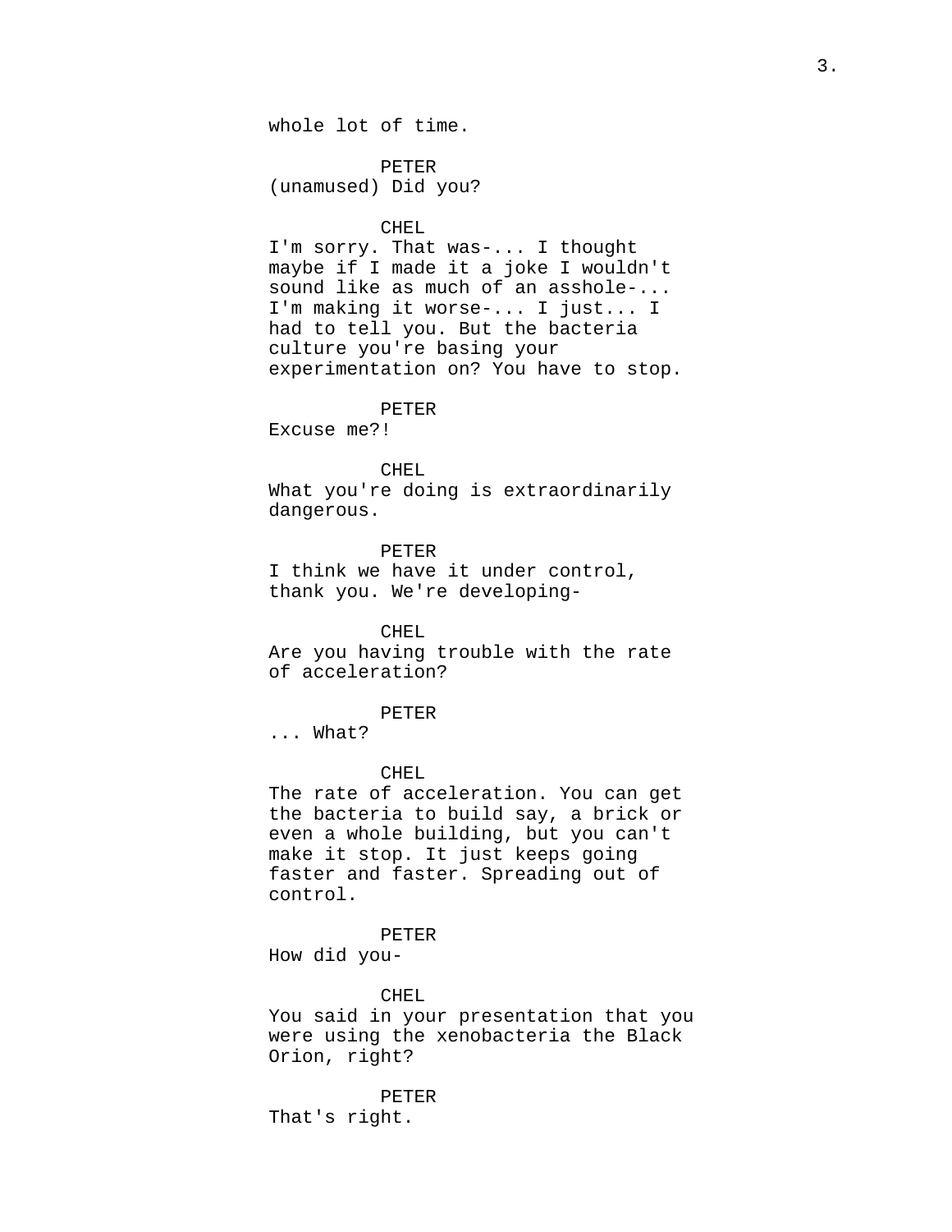whole lot of time.

PETER
(unamused) Did you?

CHEL
I'm sorry. That was-... I thought maybe if I made it a joke I wouldn't sound like as much of an asshole-... I'm making it worse-... I just... I had to tell you. But the bacteria culture you're basing your experimentation on? You have to stop.

PETER
Excuse me?!

CHEL
What you're doing is extraordinarily dangerous.

PETER
I think we have it under control, thank you. We're developing-

CHEL
Are you having trouble with the rate of acceleration?

PETER
... What?

CHEL
The rate of acceleration. You can get the bacteria to build say, a brick or even a whole building, but you can't make it stop. It just keeps going faster and faster. Spreading out of control.

PETER
How did you-

CHEL
You said in your presentation that you were using the xenobacteria the Black Orion, right?

PETER
That's right.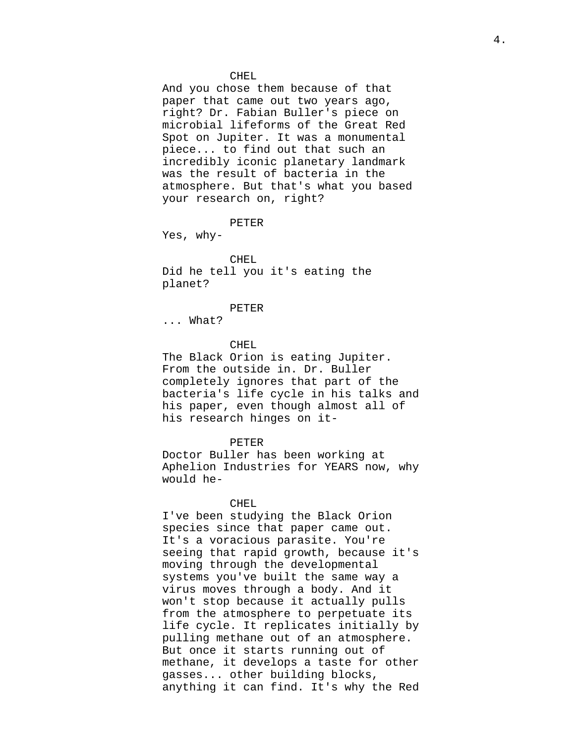CHEL

And you chose them because of that paper that came out two years ago, right? Dr. Fabian Buller's piece on microbial lifeforms of the Great Red Spot on Jupiter. It was a monumental piece... to find out that such an incredibly iconic planetary landmark was the result of bacteria in the atmosphere. But that's what you based your research on, right?

PETER

Yes, why-

CHEL

Did he tell you it's eating the planet?

PETER

... What?

CHEL

The Black Orion is eating Jupiter. From the outside in. Dr. Buller completely ignores that part of the bacteria's life cycle in his talks and his paper, even though almost all of his research hinges on it-

PETER

Doctor Buller has been working at Aphelion Industries for YEARS now, why would he-

CHEL

I've been studying the Black Orion species since that paper came out. It's a voracious parasite. You're seeing that rapid growth, because it's moving through the developmental systems you've built the same way a virus moves through a body. And it won't stop because it actually pulls from the atmosphere to perpetuate its life cycle. It replicates initially by pulling methane out of an atmosphere. But once it starts running out of methane, it develops a taste for other gasses... other building blocks, anything it can find. It's why the Red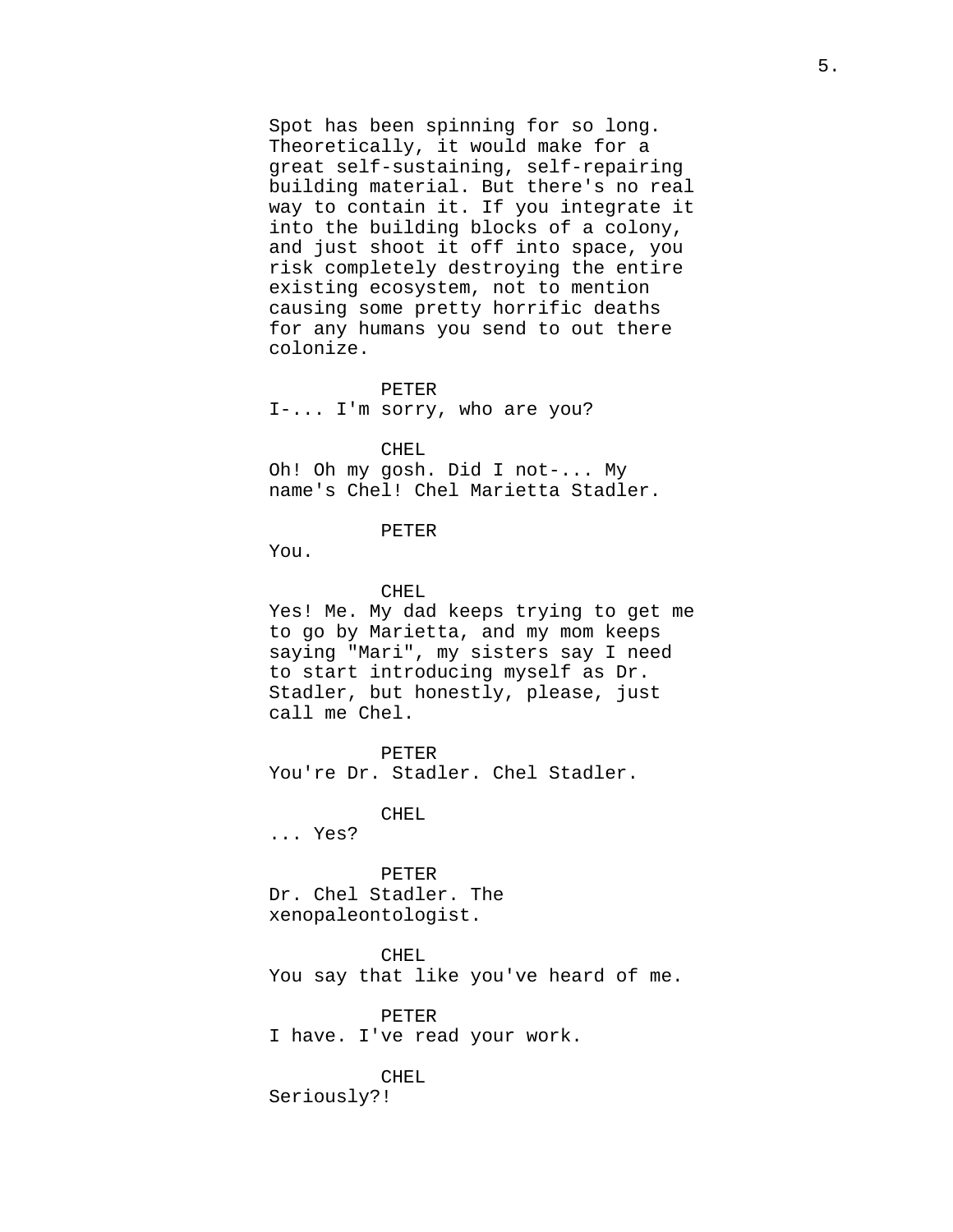Spot has been spinning for so long. Theoretically, it would make for a great self-sustaining, self-repairing building material. But there's no real way to contain it. If you integrate it into the building blocks of a colony, and just shoot it off into space, you risk completely destroying the entire existing ecosystem, not to mention causing some pretty horrific deaths for any humans you send to out there colonize.

PETER
I-... I'm sorry, who are you?

CHEL
Oh! Oh my gosh. Did I not-... My name's Chel! Chel Marietta Stadler.

PETER
You.

CHEL
Yes! Me. My dad keeps trying to get me to go by Marietta, and my mom keeps saying "Mari", my sisters say I need to start introducing myself as Dr. Stadler, but honestly, please, just call me Chel.

PETER
You're Dr. Stadler. Chel Stadler.

CHEL
... Yes?

PETER
Dr. Chel Stadler. The xenopaleontologist.

CHEL
You say that like you've heard of me.

PETER
I have. I've read your work.

CHEL
Seriously?!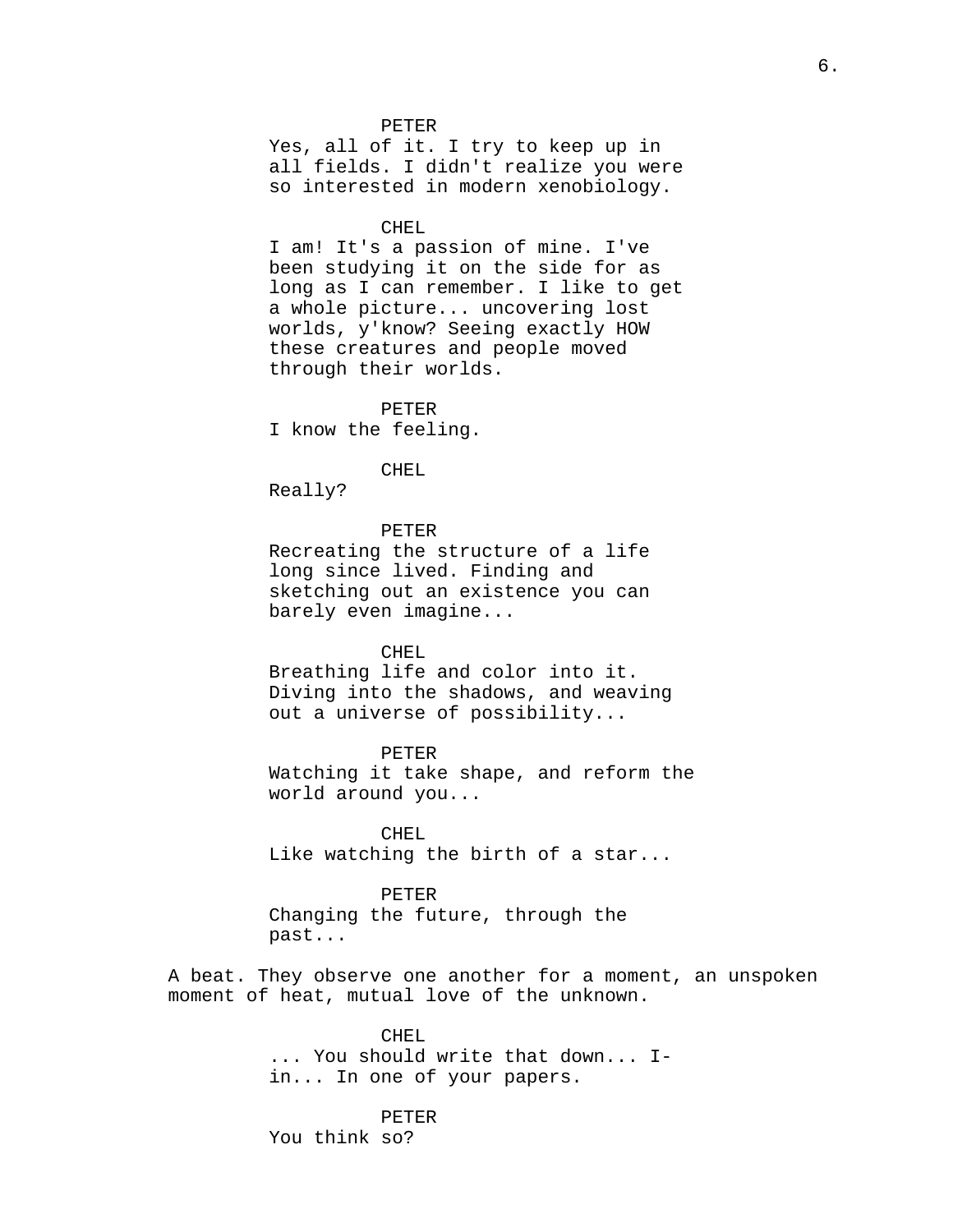PETER

Yes, all of it. I try to keep up in all fields. I didn't realize you were so interested in modern xenobiology.

CHEL

I am! It's a passion of mine. I've been studying it on the side for as long as I can remember. I like to get a whole picture... uncovering lost worlds, y'know? Seeing exactly HOW these creatures and people moved through their worlds.

PETER

I know the feeling.

CHEL

Really?

PETER

Recreating the structure of a life long since lived. Finding and sketching out an existence you can barely even imagine...

CHEL

Breathing life and color into it. Diving into the shadows, and weaving out a universe of possibility...

PETER

Watching it take shape, and reform the world around you...

CHEL

Like watching the birth of a star...

PETER

Changing the future, through the past...

A beat. They observe one another for a moment, an unspoken moment of heat, mutual love of the unknown.

CHEL

... You should write that down... I- in... In one of your papers.

PETER

You think so?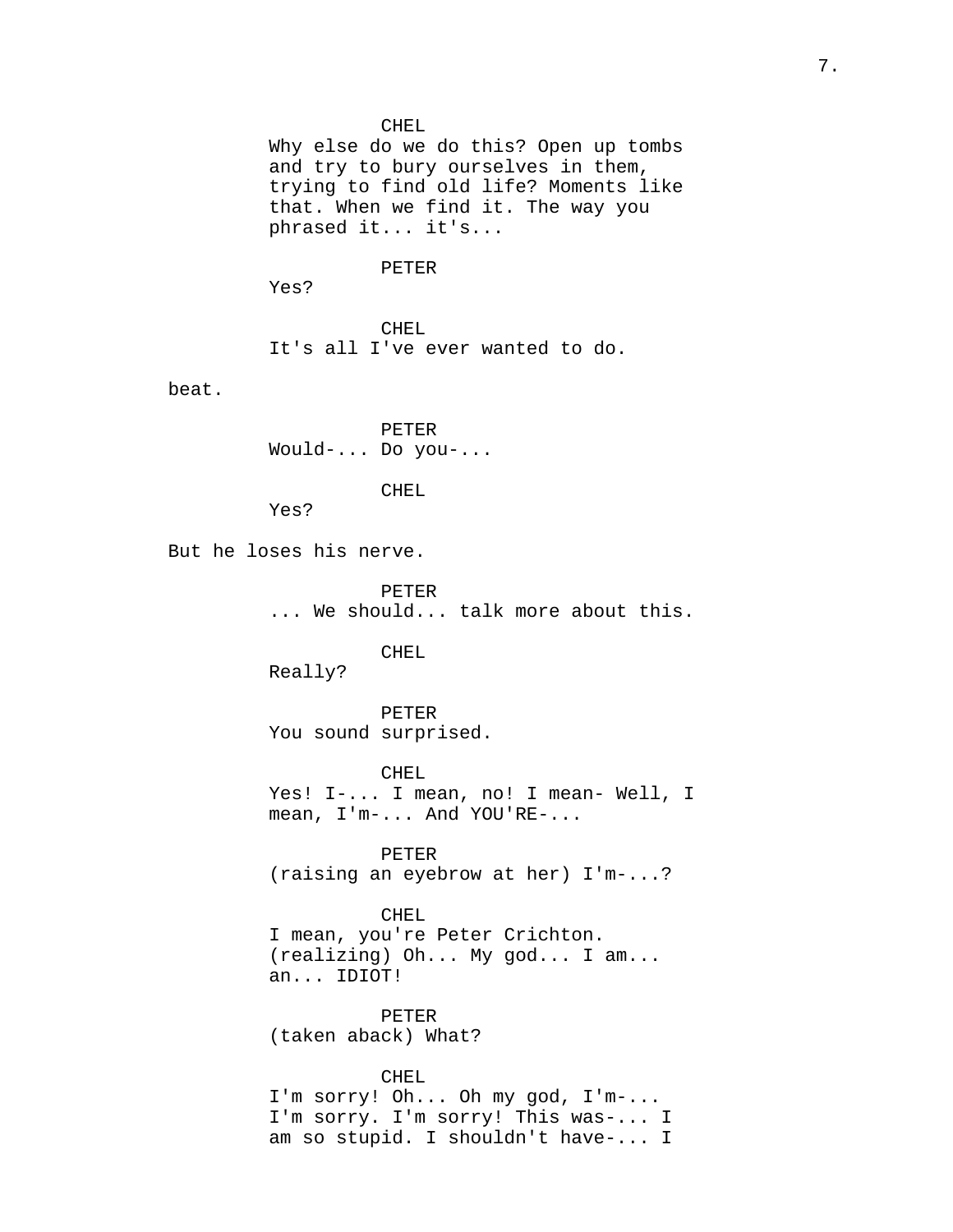CHEL
Why else do we do this? Open up tombs and try to bury ourselves in them, trying to find old life? Moments like that. When we find it. The way you phrased it... it's...

PETER
Yes?

CHEL
It's all I've ever wanted to do.

beat.

PETER
Would-... Do you-...

CHEL
Yes?

But he loses his nerve.

PETER
... We should... talk more about this.

CHEL
Really?

PETER
You sound surprised.

CHEL
Yes! I-... I mean, no! I mean- Well, I mean, I'm-... And YOU'RE-...

PETER
(raising an eyebrow at her) I'm-...?

CHEL
I mean, you're Peter Crichton. (realizing) Oh... My god... I am... an... IDIOT!

PETER
(taken aback) What?

CHEL
I'm sorry! Oh... Oh my god, I'm-... I'm sorry. I'm sorry! This was-... I am so stupid. I shouldn't have-... I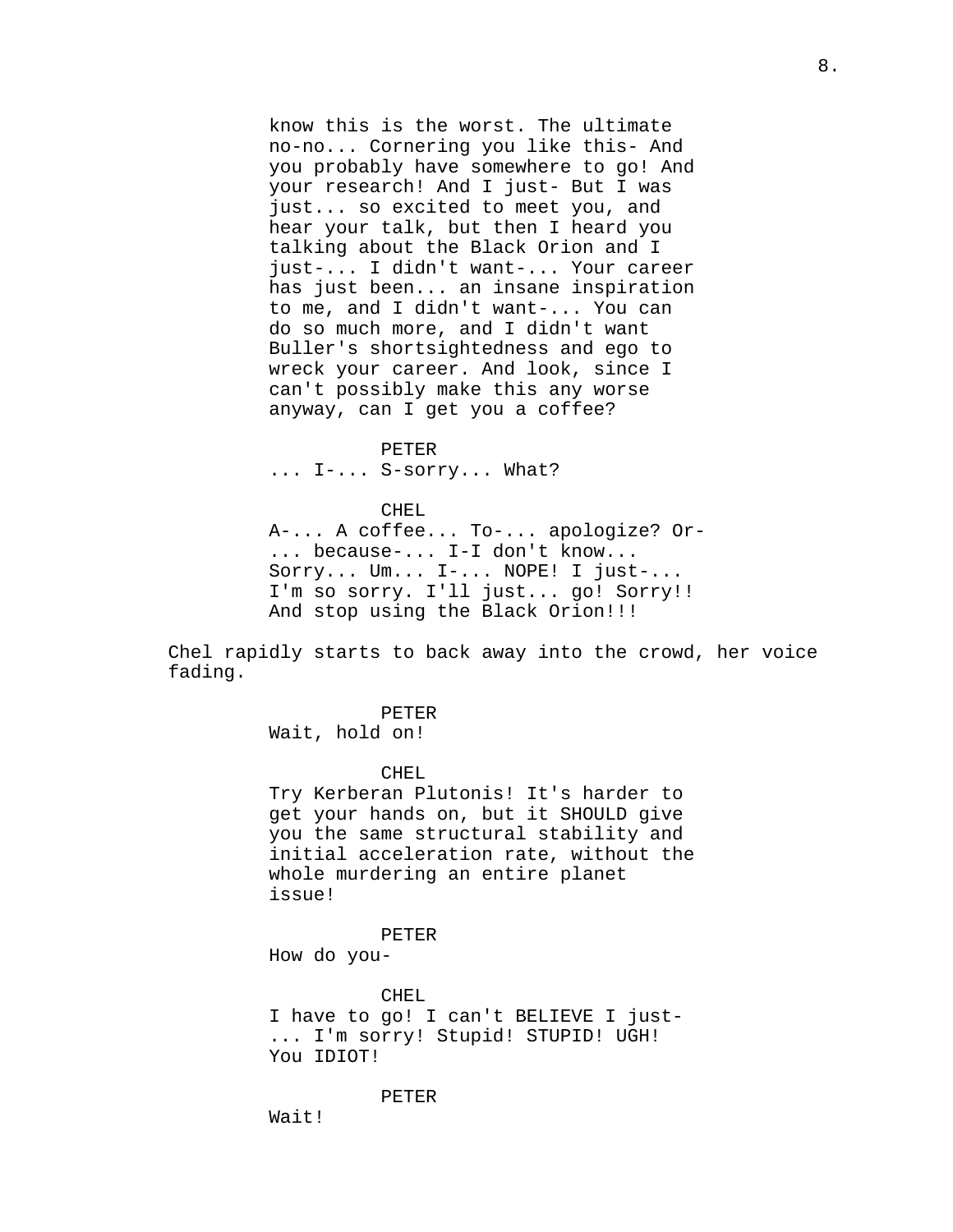know this is the worst. The ultimate no-no... Cornering you like this- And you probably have somewhere to go! And your research! And I just- But I was just... so excited to meet you, and hear your talk, but then I heard you talking about the Black Orion and I just-... I didn't want-... Your career has just been... an insane inspiration to me, and I didn't want-... You can do so much more, and I didn't want Buller's shortsightedness and ego to wreck your career. And look, since I can't possibly make this any worse anyway, can I get you a coffee?

PETER
... I-... S-sorry... What?

CHEL
A-... A coffee... To-... apologize? Or-... because-... I-I don't know... Sorry... Um... I-... NOPE! I just-... I'm so sorry. I'll just... go! Sorry!! And stop using the Black Orion!!!

Chel rapidly starts to back away into the crowd, her voice fading.

PETER
Wait, hold on!

CHEL
Try Kerberan Plutonis! It's harder to get your hands on, but it SHOULD give you the same structural stability and initial acceleration rate, without the whole murdering an entire planet issue!

PETER
How do you-

CHEL
I have to go! I can't BELIEVE I just-... I'm sorry! Stupid! STUPID! UGH! You IDIOT!

PETER
Wait!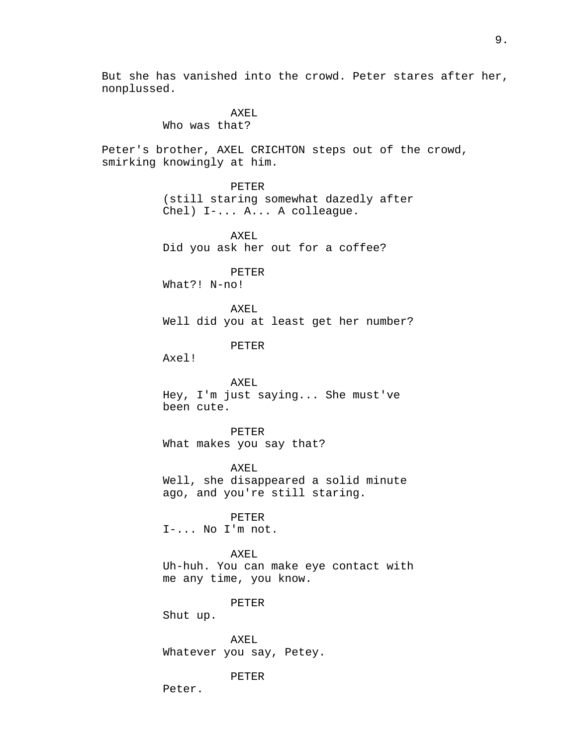But she has vanished into the crowd. Peter stares after her, nonplussed.

AXEL
Who was that?

Peter's brother, AXEL CRICHTON steps out of the crowd, smirking knowingly at him.

PETER
(still staring somewhat dazedly after Chel) I-... A... A colleague.

AXEL
Did you ask her out for a coffee?

PETER
What?! N-no!

AXEL
Well did you at least get her number?

PETER
Axel!

AXEL
Hey, I'm just saying... She must've been cute.

PETER
What makes you say that?

AXEL
Well, she disappeared a solid minute ago, and you're still staring.

PETER
I-... No I'm not.

AXEL
Uh-huh. You can make eye contact with me any time, you know.

PETER
Shut up.

AXEL
Whatever you say, Petey.

PETER
Peter.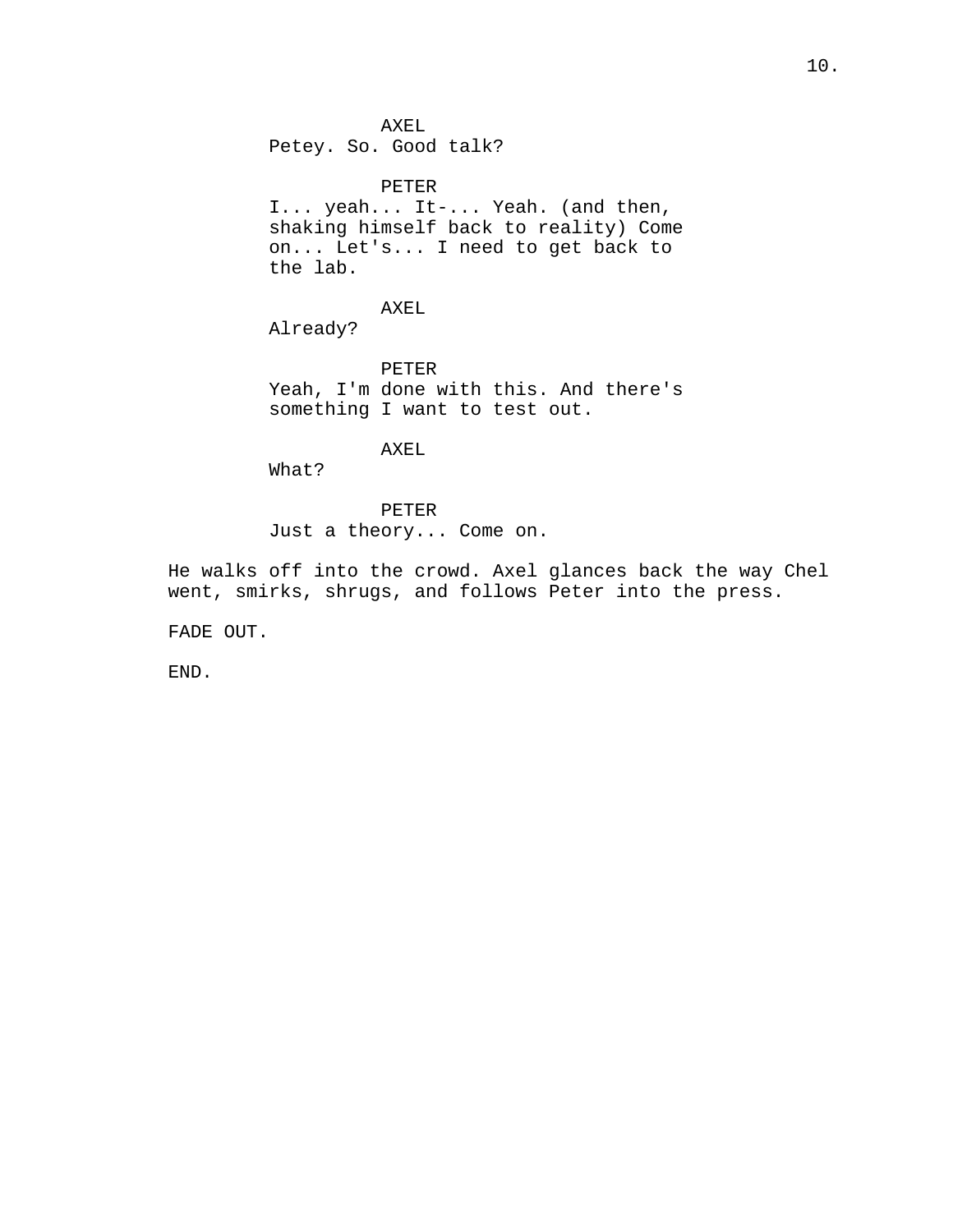AXEL
Petey. So. Good talk?

PETER
I... yeah... It-... Yeah. (and then, shaking himself back to reality) Come on... Let's... I need to get back to the lab.

AXEL
Already?

PETER
Yeah, I'm done with this. And there's something I want to test out.

AXEL
What?

PETER
Just a theory... Come on.

He walks off into the crowd. Axel glances back the way Chel went, smirks, shrugs, and follows Peter into the press.

FADE OUT.

END.